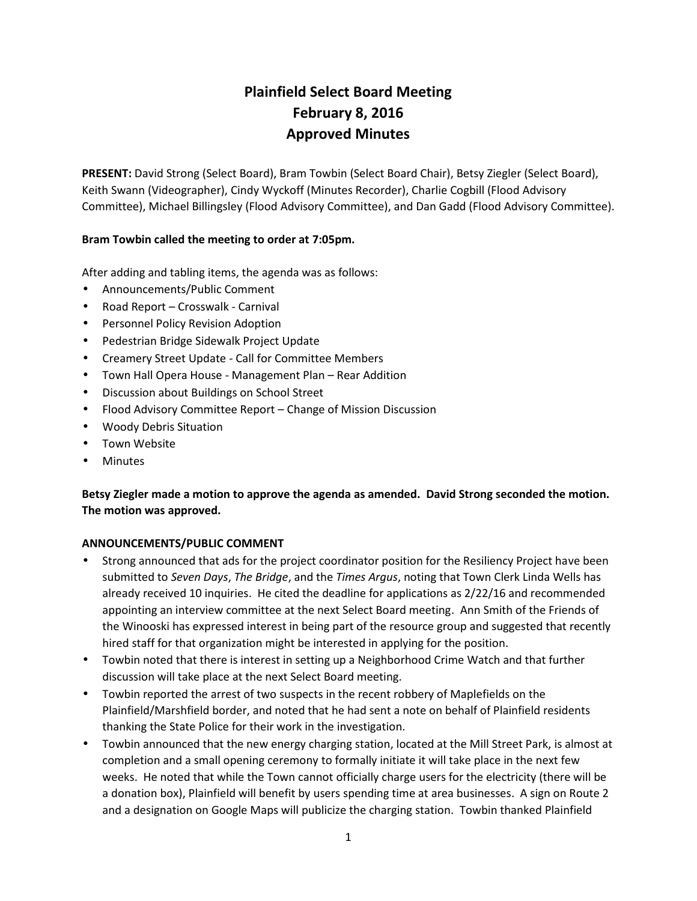# Plainfield Select Board Meeting
## February 8, 2016
## Approved Minutes

**PRESENT:** David Strong (Select Board), Bram Towbin (Select Board Chair), Betsy Ziegler (Select Board), Keith Swann (Videographer), Cindy Wyckoff (Minutes Recorder), Charlie Cogbill (Flood Advisory Committee), Michael Billingsley (Flood Advisory Committee), and Dan Gadd (Flood Advisory Committee).

**Bram Towbin called the meeting to order at 7:05pm.**

After adding and tabling items, the agenda was as follows:

- Announcements/Public Comment
- Road Report – Crosswalk - Carnival
- Personnel Policy Revision Adoption
- Pedestrian Bridge Sidewalk Project Update
- Creamery Street Update - Call for Committee Members
- Town Hall Opera House - Management Plan – Rear Addition
- Discussion about Buildings on School Street
- Flood Advisory Committee Report – Change of Mission Discussion
- Woody Debris Situation
- Town Website
- Minutes

**Betsy Ziegler made a motion to approve the agenda as amended. David Strong seconded the motion. The motion was approved.**

**ANNOUNCEMENTS/PUBLIC COMMENT**

- Strong announced that ads for the project coordinator position for the Resiliency Project have been submitted to *Seven Days*, *The Bridge*, and the *Times Argus*, noting that Town Clerk Linda Wells has already received 10 inquiries. He cited the deadline for applications as 2/22/16 and recommended appointing an interview committee at the next Select Board meeting. Ann Smith of the Friends of the Winooski has expressed interest in being part of the resource group and suggested that recently hired staff for that organization might be interested in applying for the position.
- Towbin noted that there is interest in setting up a Neighborhood Crime Watch and that further discussion will take place at the next Select Board meeting.
- Towbin reported the arrest of two suspects in the recent robbery of Maplefields on the Plainfield/Marshfield border, and noted that he had sent a note on behalf of Plainfield residents thanking the State Police for their work in the investigation.
- Towbin announced that the new energy charging station, located at the Mill Street Park, is almost at completion and a small opening ceremony to formally initiate it will take place in the next few weeks. He noted that while the Town cannot officially charge users for the electricity (there will be a donation box), Plainfield will benefit by users spending time at area businesses. A sign on Route 2 and a designation on Google Maps will publicize the charging station. Towbin thanked Plainfield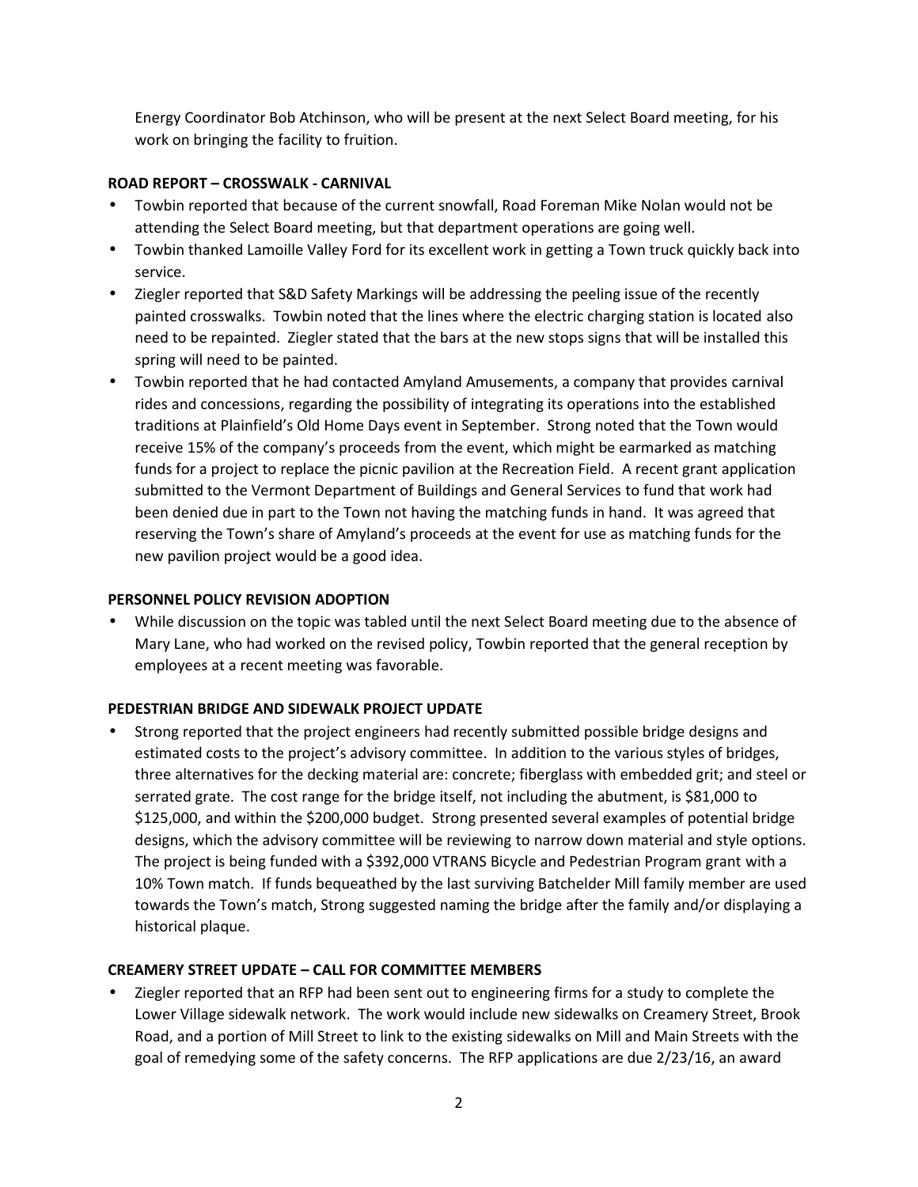Energy Coordinator Bob Atchinson, who will be present at the next Select Board meeting, for his work on bringing the facility to fruition.

**ROAD REPORT – CROSSWALK - CARNIVAL**

- Towbin reported that because of the current snowfall, Road Foreman Mike Nolan would not be attending the Select Board meeting, but that department operations are going well.
- Towbin thanked Lamoille Valley Ford for its excellent work in getting a Town truck quickly back into service.
- Ziegler reported that S&D Safety Markings will be addressing the peeling issue of the recently painted crosswalks. Towbin noted that the lines where the electric charging station is located also need to be repainted. Ziegler stated that the bars at the new stops signs that will be installed this spring will need to be painted.
- Towbin reported that he had contacted Amyland Amusements, a company that provides carnival rides and concessions, regarding the possibility of integrating its operations into the established traditions at Plainfield's Old Home Days event in September. Strong noted that the Town would receive 15% of the company's proceeds from the event, which might be earmarked as matching funds for a project to replace the picnic pavilion at the Recreation Field. A recent grant application submitted to the Vermont Department of Buildings and General Services to fund that work had been denied due in part to the Town not having the matching funds in hand. It was agreed that reserving the Town's share of Amyland's proceeds at the event for use as matching funds for the new pavilion project would be a good idea.

**PERSONNEL POLICY REVISION ADOPTION**

- While discussion on the topic was tabled until the next Select Board meeting due to the absence of Mary Lane, who had worked on the revised policy, Towbin reported that the general reception by employees at a recent meeting was favorable.

**PEDESTRIAN BRIDGE AND SIDEWALK PROJECT UPDATE**

- Strong reported that the project engineers had recently submitted possible bridge designs and estimated costs to the project's advisory committee. In addition to the various styles of bridges, three alternatives for the decking material are: concrete; fiberglass with embedded grit; and steel or serrated grate. The cost range for the bridge itself, not including the abutment, is $81,000 to $125,000, and within the $200,000 budget. Strong presented several examples of potential bridge designs, which the advisory committee will be reviewing to narrow down material and style options. The project is being funded with a $392,000 VTRANS Bicycle and Pedestrian Program grant with a 10% Town match. If funds bequeathed by the last surviving Batchelder Mill family member are used towards the Town's match, Strong suggested naming the bridge after the family and/or displaying a historical plaque.

**CREAMERY STREET UPDATE – CALL FOR COMMITTEE MEMBERS**

- Ziegler reported that an RFP had been sent out to engineering firms for a study to complete the Lower Village sidewalk network. The work would include new sidewalks on Creamery Street, Brook Road, and a portion of Mill Street to link to the existing sidewalks on Mill and Main Streets with the goal of remedying some of the safety concerns. The RFP applications are due 2/23/16, an award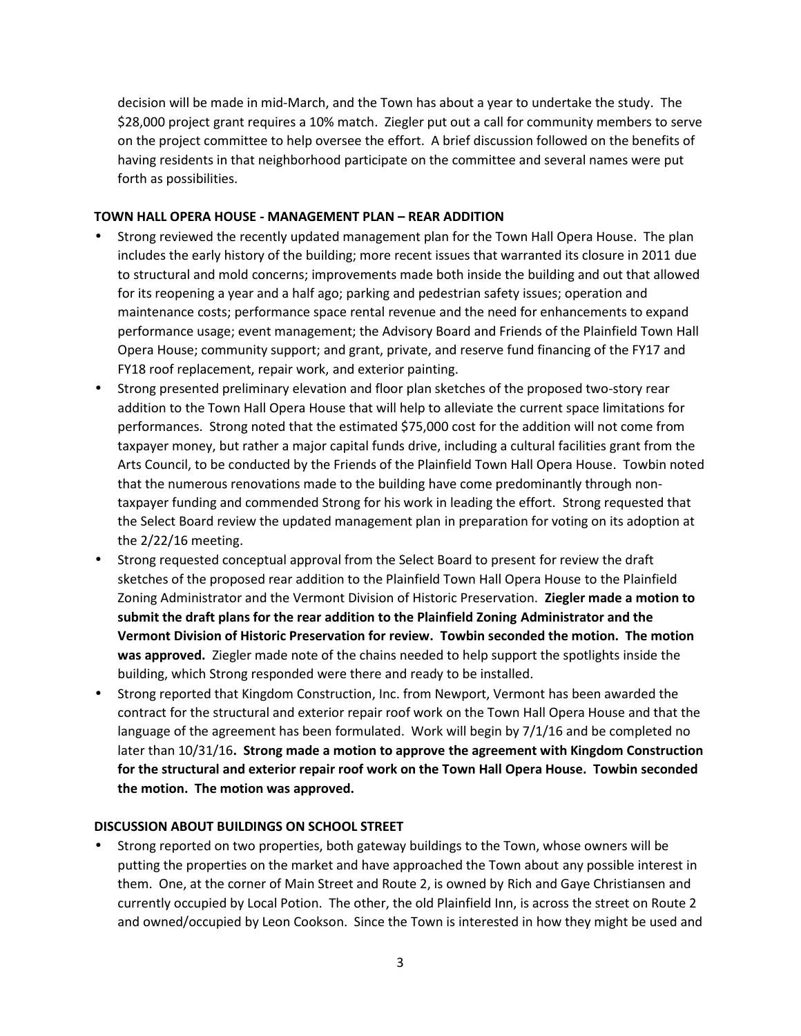decision will be made in mid-March, and the Town has about a year to undertake the study. The $28,000 project grant requires a 10% match. Ziegler put out a call for community members to serve on the project committee to help oversee the effort. A brief discussion followed on the benefits of having residents in that neighborhood participate on the committee and several names were put forth as possibilities.

**TOWN HALL OPERA HOUSE - MANAGEMENT PLAN – REAR ADDITION**

- Strong reviewed the recently updated management plan for the Town Hall Opera House. The plan includes the early history of the building; more recent issues that warranted its closure in 2011 due to structural and mold concerns; improvements made both inside the building and out that allowed for its reopening a year and a half ago; parking and pedestrian safety issues; operation and maintenance costs; performance space rental revenue and the need for enhancements to expand performance usage; event management; the Advisory Board and Friends of the Plainfield Town Hall Opera House; community support; and grant, private, and reserve fund financing of the FY17 and FY18 roof replacement, repair work, and exterior painting.
- Strong presented preliminary elevation and floor plan sketches of the proposed two-story rear addition to the Town Hall Opera House that will help to alleviate the current space limitations for performances. Strong noted that the estimated $75,000 cost for the addition will not come from taxpayer money, but rather a major capital funds drive, including a cultural facilities grant from the Arts Council, to be conducted by the Friends of the Plainfield Town Hall Opera House. Towbin noted that the numerous renovations made to the building have come predominantly through non-taxpayer funding and commended Strong for his work in leading the effort. Strong requested that the Select Board review the updated management plan in preparation for voting on its adoption at the 2/22/16 meeting.
- Strong requested conceptual approval from the Select Board to present for review the draft sketches of the proposed rear addition to the Plainfield Town Hall Opera House to the Plainfield Zoning Administrator and the Vermont Division of Historic Preservation. **Ziegler made a motion to submit the draft plans for the rear addition to the Plainfield Zoning Administrator and the Vermont Division of Historic Preservation for review. Towbin seconded the motion. The motion was approved.** Ziegler made note of the chains needed to help support the spotlights inside the building, which Strong responded were there and ready to be installed.
- Strong reported that Kingdom Construction, Inc. from Newport, Vermont has been awarded the contract for the structural and exterior repair roof work on the Town Hall Opera House and that the language of the agreement has been formulated. Work will begin by 7/1/16 and be completed no later than 10/31/16**. Strong made a motion to approve the agreement with Kingdom Construction for the structural and exterior repair roof work on the Town Hall Opera House. Towbin seconded the motion. The motion was approved.**

**DISCUSSION ABOUT BUILDINGS ON SCHOOL STREET**

- Strong reported on two properties, both gateway buildings to the Town, whose owners will be putting the properties on the market and have approached the Town about any possible interest in them. One, at the corner of Main Street and Route 2, is owned by Rich and Gaye Christiansen and currently occupied by Local Potion. The other, the old Plainfield Inn, is across the street on Route 2 and owned/occupied by Leon Cookson. Since the Town is interested in how they might be used and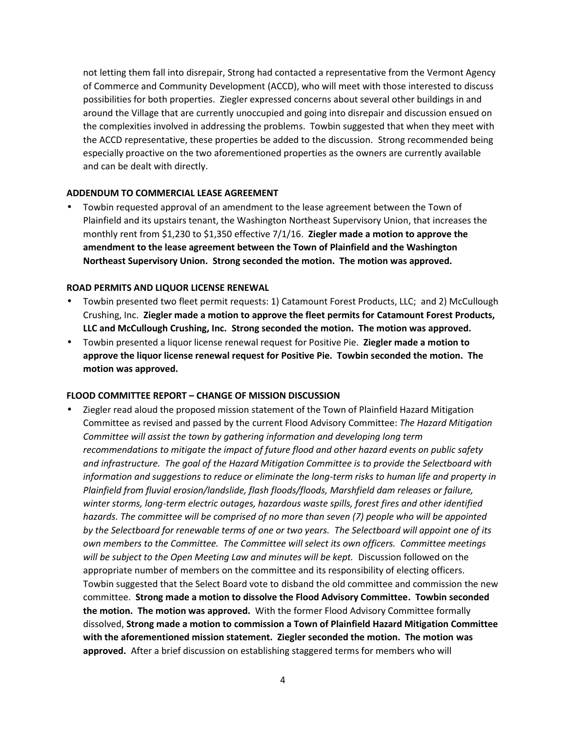not letting them fall into disrepair, Strong had contacted a representative from the Vermont Agency of Commerce and Community Development (ACCD), who will meet with those interested to discuss possibilities for both properties. Ziegler expressed concerns about several other buildings in and around the Village that are currently unoccupied and going into disrepair and discussion ensued on the complexities involved in addressing the problems. Towbin suggested that when they meet with the ACCD representative, these properties be added to the discussion. Strong recommended being especially proactive on the two aforementioned properties as the owners are currently available and can be dealt with directly.

**ADDENDUM TO COMMERCIAL LEASE AGREEMENT**

- Towbin requested approval of an amendment to the lease agreement between the Town of Plainfield and its upstairs tenant, the Washington Northeast Supervisory Union, that increases the monthly rent from $1,230 to $1,350 effective 7/1/16. **Ziegler made a motion to approve the amendment to the lease agreement between the Town of Plainfield and the Washington Northeast Supervisory Union. Strong seconded the motion. The motion was approved.**

**ROAD PERMITS AND LIQUOR LICENSE RENEWAL**

- Towbin presented two fleet permit requests: 1) Catamount Forest Products, LLC; and 2) McCullough Crushing, Inc. **Ziegler made a motion to approve the fleet permits for Catamount Forest Products, LLC and McCullough Crushing, Inc. Strong seconded the motion. The motion was approved.**
- Towbin presented a liquor license renewal request for Positive Pie. **Ziegler made a motion to approve the liquor license renewal request for Positive Pie. Towbin seconded the motion. The motion was approved.**

**FLOOD COMMITTEE REPORT – CHANGE OF MISSION DISCUSSION**

- Ziegler read aloud the proposed mission statement of the Town of Plainfield Hazard Mitigation Committee as revised and passed by the current Flood Advisory Committee: *The Hazard Mitigation Committee will assist the town by gathering information and developing long term recommendations to mitigate the impact of future flood and other hazard events on public safety and infrastructure. The goal of the Hazard Mitigation Committee is to provide the Selectboard with information and suggestions to reduce or eliminate the long-term risks to human life and property in Plainfield from fluvial erosion/landslide, flash floods/floods, Marshfield dam releases or failure, winter storms, long-term electric outages, hazardous waste spills, forest fires and other identified hazards. The committee will be comprised of no more than seven (7) people who will be appointed by the Selectboard for renewable terms of one or two years. The Selectboard will appoint one of its own members to the Committee. The Committee will select its own officers. Committee meetings will be subject to the Open Meeting Law and minutes will be kept.* Discussion followed on the appropriate number of members on the committee and its responsibility of electing officers. Towbin suggested that the Select Board vote to disband the old committee and commission the new committee. **Strong made a motion to dissolve the Flood Advisory Committee. Towbin seconded the motion. The motion was approved.** With the former Flood Advisory Committee formally dissolved, **Strong made a motion to commission a Town of Plainfield Hazard Mitigation Committee with the aforementioned mission statement. Ziegler seconded the motion. The motion was approved.** After a brief discussion on establishing staggered terms for members who will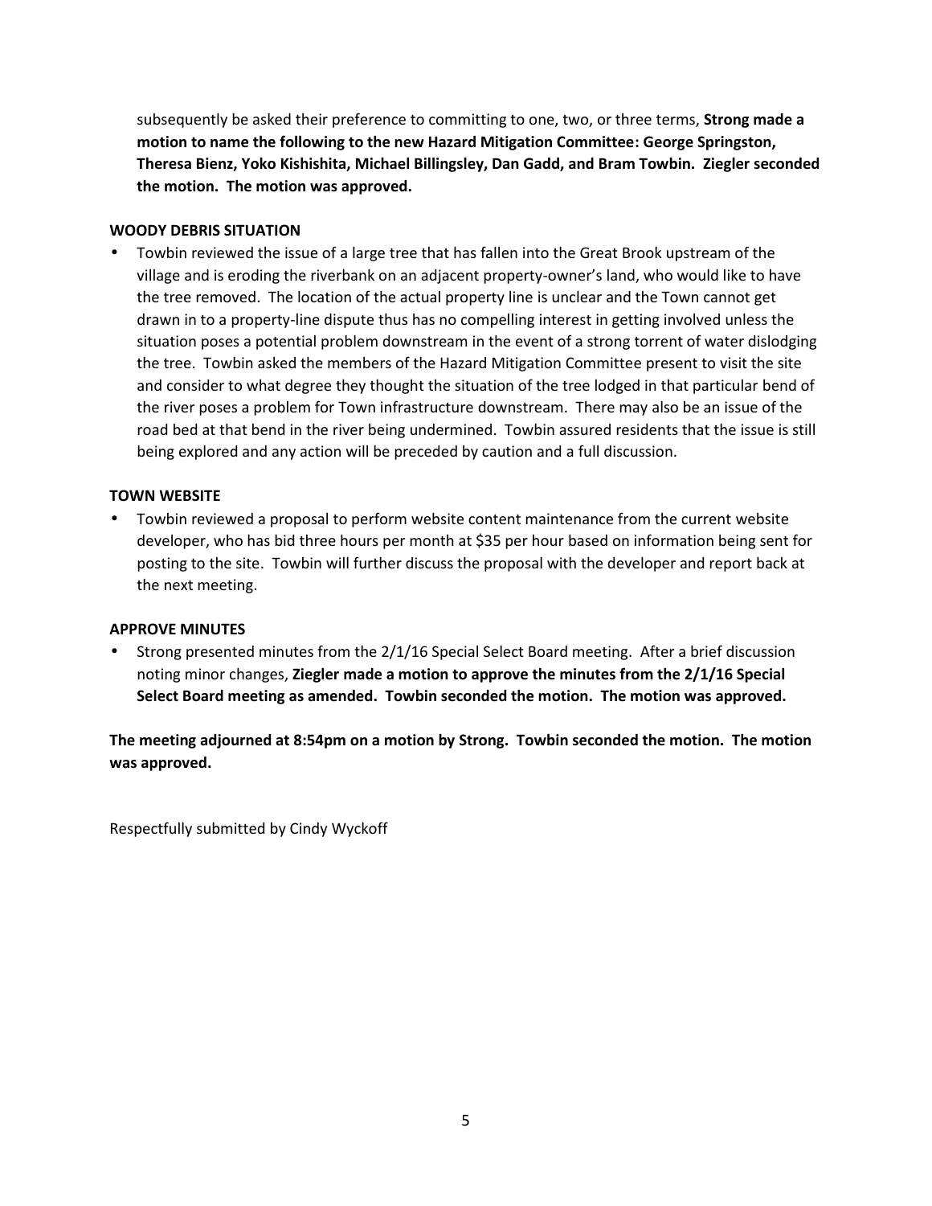subsequently be asked their preference to committing to one, two, or three terms, **Strong made a motion to name the following to the new Hazard Mitigation Committee: George Springston, Theresa Bienz, Yoko Kishishita, Michael Billingsley, Dan Gadd, and Bram Towbin. Ziegler seconded the motion. The motion was approved.**

**WOODY DEBRIS SITUATION**

- Towbin reviewed the issue of a large tree that has fallen into the Great Brook upstream of the village and is eroding the riverbank on an adjacent property-owner's land, who would like to have the tree removed. The location of the actual property line is unclear and the Town cannot get drawn in to a property-line dispute thus has no compelling interest in getting involved unless the situation poses a potential problem downstream in the event of a strong torrent of water dislodging the tree. Towbin asked the members of the Hazard Mitigation Committee present to visit the site and consider to what degree they thought the situation of the tree lodged in that particular bend of the river poses a problem for Town infrastructure downstream. There may also be an issue of the road bed at that bend in the river being undermined. Towbin assured residents that the issue is still being explored and any action will be preceded by caution and a full discussion.

**TOWN WEBSITE**

- Towbin reviewed a proposal to perform website content maintenance from the current website developer, who has bid three hours per month at $35 per hour based on information being sent for posting to the site. Towbin will further discuss the proposal with the developer and report back at the next meeting.

**APPROVE MINUTES**

- Strong presented minutes from the 2/1/16 Special Select Board meeting. After a brief discussion noting minor changes, **Ziegler made a motion to approve the minutes from the 2/1/16 Special Select Board meeting as amended. Towbin seconded the motion. The motion was approved.**

**The meeting adjourned at 8:54pm on a motion by Strong. Towbin seconded the motion. The motion was approved.**

Respectfully submitted by Cindy Wyckoff